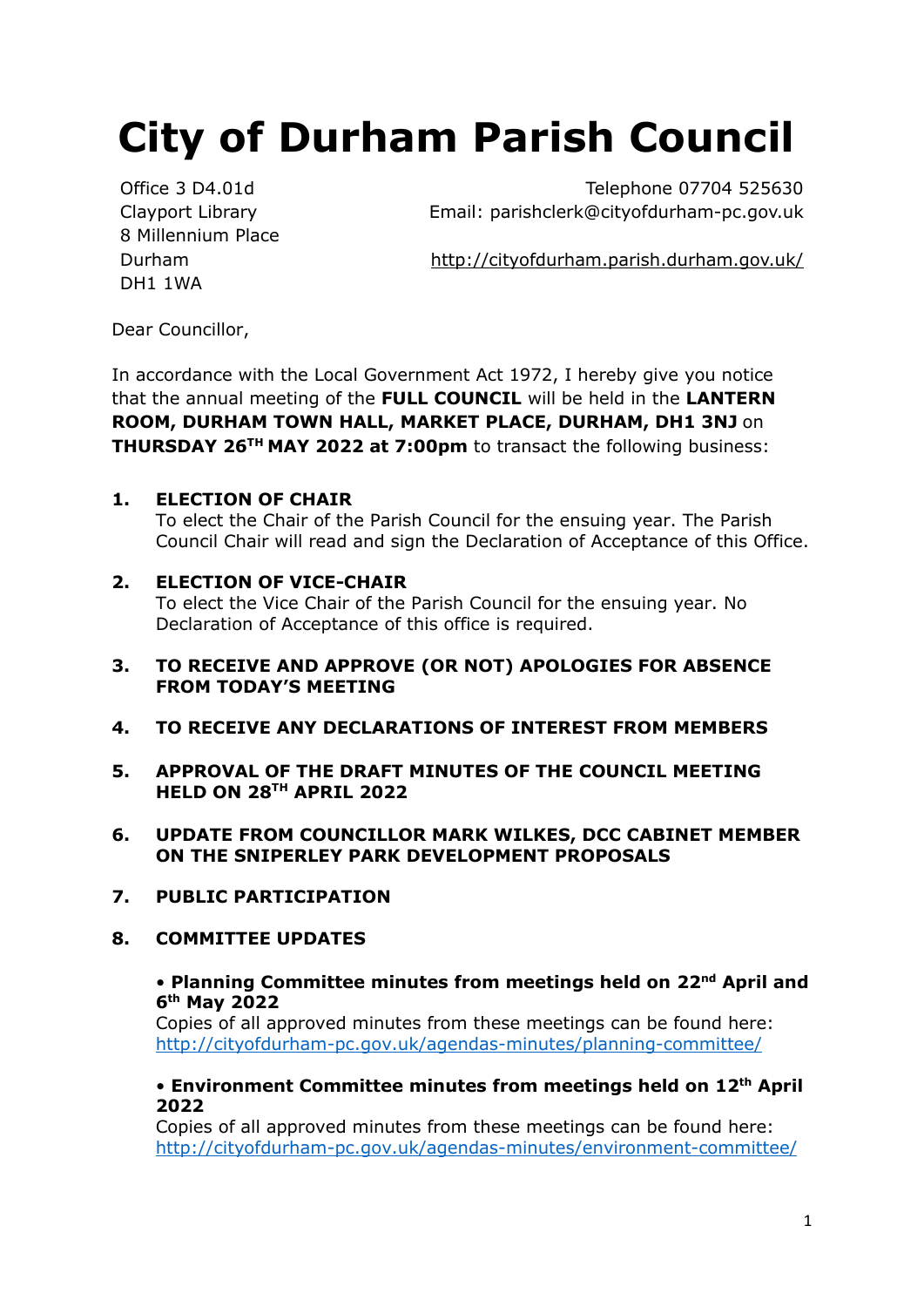# City of Durham Parish Council

Office 3 D4.01d
Clayport Library
8 Millennium Place
Durham
DH1 1WA

Telephone 07704 525630
Email: parishclerk@cityofdurham-pc.gov.uk

http://cityofdurham.parish.durham.gov.uk/

Dear Councillor,

In accordance with the Local Government Act 1972, I hereby give you notice that the annual meeting of the **FULL COUNCIL** will be held in the **LANTERN ROOM, DURHAM TOWN HALL, MARKET PLACE, DURHAM, DH1 3NJ** on **THURSDAY 26TH MAY 2022 at 7:00pm** to transact the following business:

**1. ELECTION OF CHAIR**
To elect the Chair of the Parish Council for the ensuing year. The Parish Council Chair will read and sign the Declaration of Acceptance of this Office.

**2. ELECTION OF VICE-CHAIR**
To elect the Vice Chair of the Parish Council for the ensuing year. No Declaration of Acceptance of this office is required.

**3. TO RECEIVE AND APPROVE (OR NOT) APOLOGIES FOR ABSENCE FROM TODAY'S MEETING**

**4. TO RECEIVE ANY DECLARATIONS OF INTEREST FROM MEMBERS**

**5. APPROVAL OF THE DRAFT MINUTES OF THE COUNCIL MEETING HELD ON 28TH APRIL 2022**

**6. UPDATE FROM COUNCILLOR MARK WILKES, DCC CABINET MEMBER ON THE SNIPERLEY PARK DEVELOPMENT PROPOSALS**

**7. PUBLIC PARTICIPATION**

**8. COMMITTEE UPDATES**

• **Planning Committee minutes from meetings held on 22nd April and 6th May 2022**
Copies of all approved minutes from these meetings can be found here: http://cityofdurham-pc.gov.uk/agendas-minutes/planning-committee/

• **Environment Committee minutes from meetings held on 12th April 2022**
Copies of all approved minutes from these meetings can be found here: http://cityofdurham-pc.gov.uk/agendas-minutes/environment-committee/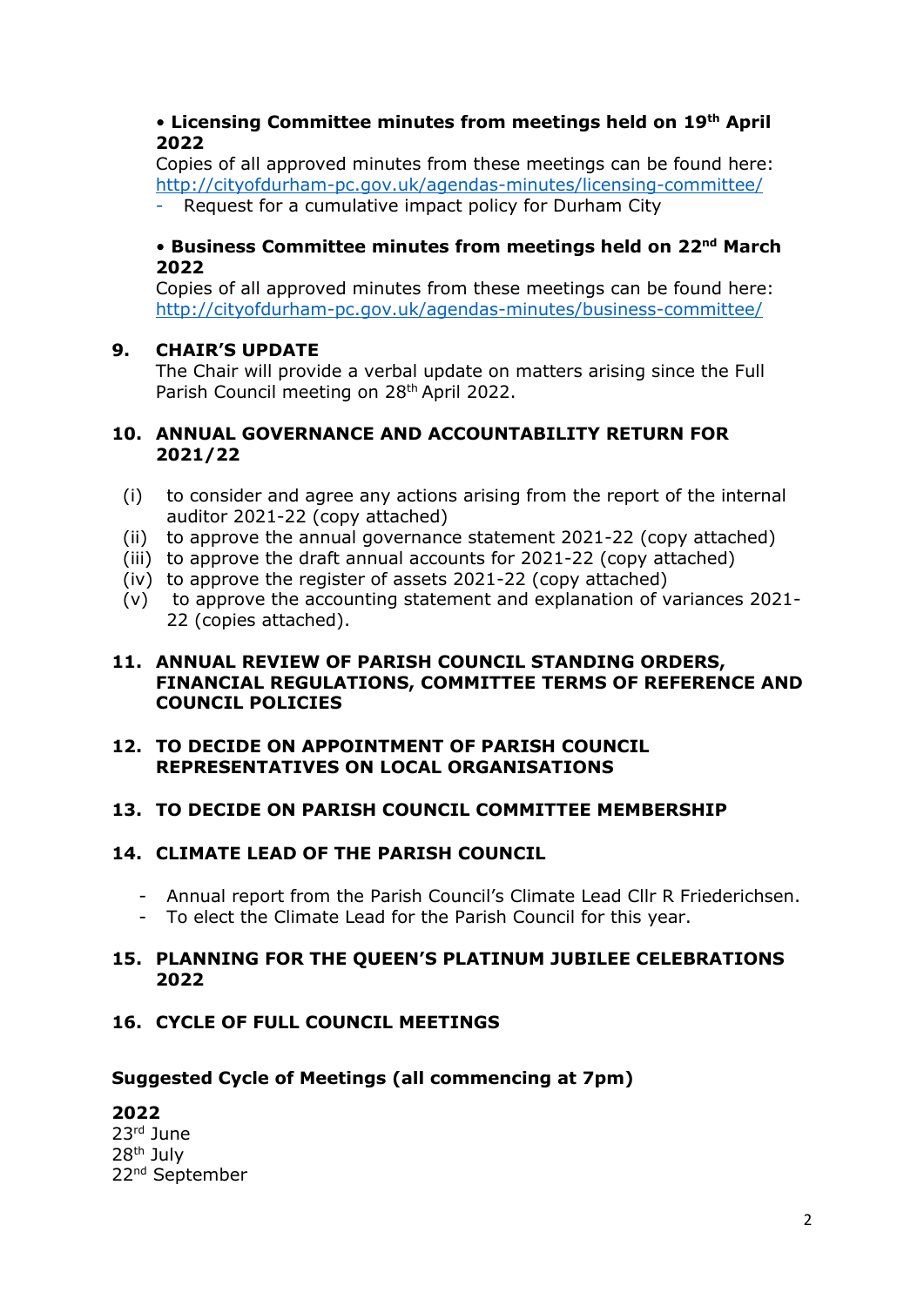- **Licensing Committee minutes from meetings held on 19th April 2022**

  Copies of all approved minutes from these meetings can be found here: http://cityofdurham-pc.gov.uk/agendas-minutes/licensing-committee/

  - Request for a cumulative impact policy for Durham City

- **Business Committee minutes from meetings held on 22nd March 2022**

  Copies of all approved minutes from these meetings can be found here: http://cityofdurham-pc.gov.uk/agendas-minutes/business-committee/

## 9. CHAIR'S UPDATE

The Chair will provide a verbal update on matters arising since the Full Parish Council meeting on 28th April 2022.

## 10. ANNUAL GOVERNANCE AND ACCOUNTABILITY RETURN FOR 2021/22

(i) to consider and agree any actions arising from the report of the internal auditor 2021-22 (copy attached)
(ii) to approve the annual governance statement 2021-22 (copy attached)
(iii) to approve the draft annual accounts for 2021-22 (copy attached)
(iv) to approve the register of assets 2021-22 (copy attached)
(v) to approve the accounting statement and explanation of variances 2021-22 (copies attached).

## 11. ANNUAL REVIEW OF PARISH COUNCIL STANDING ORDERS, FINANCIAL REGULATIONS, COMMITTEE TERMS OF REFERENCE AND COUNCIL POLICIES

## 12. TO DECIDE ON APPOINTMENT OF PARISH COUNCIL REPRESENTATIVES ON LOCAL ORGANISATIONS

## 13. TO DECIDE ON PARISH COUNCIL COMMITTEE MEMBERSHIP

## 14. CLIMATE LEAD OF THE PARISH COUNCIL

- Annual report from the Parish Council's Climate Lead Cllr R Friederichsen.
- To elect the Climate Lead for the Parish Council for this year.

## 15. PLANNING FOR THE QUEEN'S PLATINUM JUBILEE CELEBRATIONS 2022

## 16. CYCLE OF FULL COUNCIL MEETINGS

**Suggested Cycle of Meetings (all commencing at 7pm)**

**2022**
23rd June
28th July
22nd September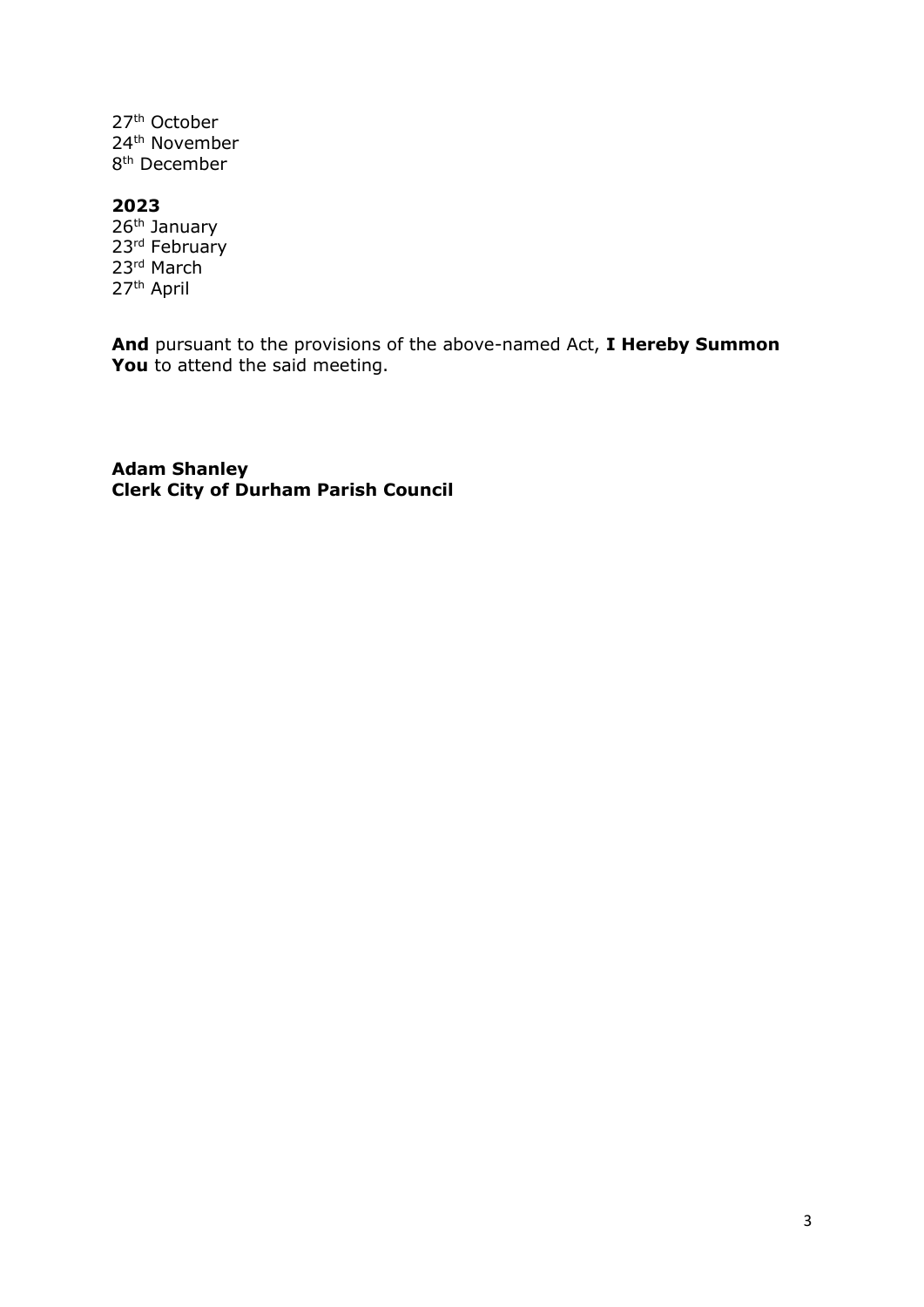27th October
24th November
8th December

**2023**
26th January
23rd February
23rd March
27th April

**And** pursuant to the provisions of the above-named Act, **I Hereby Summon You** to attend the said meeting.

**Adam Shanley**
**Clerk City of Durham Parish Council**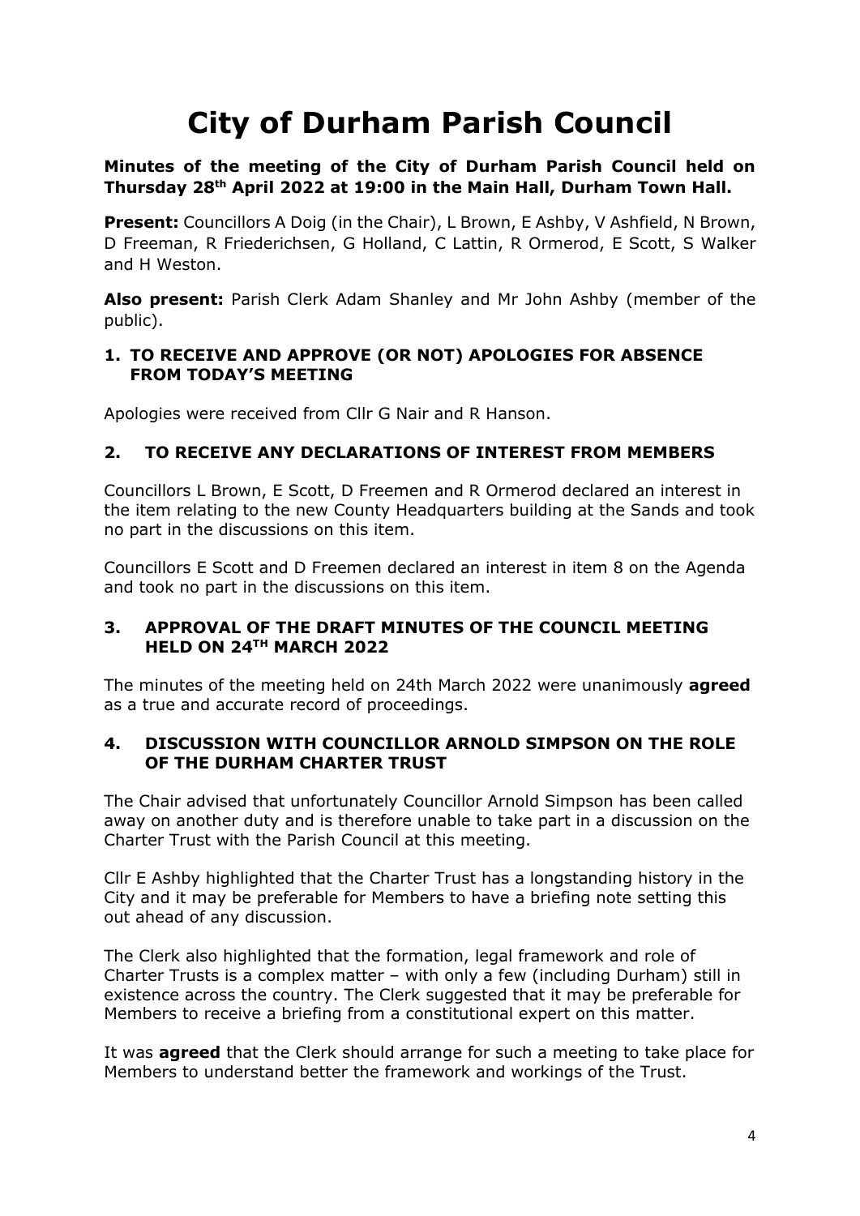# City of Durham Parish Council

**Minutes of the meeting of the City of Durham Parish Council held on Thursday 28th April 2022 at 19:00 in the Main Hall, Durham Town Hall.**

**Present:** Councillors A Doig (in the Chair), L Brown, E Ashby, V Ashfield, N Brown, D Freeman, R Friederichsen, G Holland, C Lattin, R Ormerod, E Scott, S Walker and H Weston.

**Also present:** Parish Clerk Adam Shanley and Mr John Ashby (member of the public).

## 1. TO RECEIVE AND APPROVE (OR NOT) APOLOGIES FOR ABSENCE FROM TODAY'S MEETING

Apologies were received from Cllr G Nair and R Hanson.

## 2. TO RECEIVE ANY DECLARATIONS OF INTEREST FROM MEMBERS

Councillors L Brown, E Scott, D Freemen and R Ormerod declared an interest in the item relating to the new County Headquarters building at the Sands and took no part in the discussions on this item.

Councillors E Scott and D Freemen declared an interest in item 8 on the Agenda and took no part in the discussions on this item.

## 3. APPROVAL OF THE DRAFT MINUTES OF THE COUNCIL MEETING HELD ON 24TH MARCH 2022

The minutes of the meeting held on 24th March 2022 were unanimously **agreed** as a true and accurate record of proceedings.

## 4. DISCUSSION WITH COUNCILLOR ARNOLD SIMPSON ON THE ROLE OF THE DURHAM CHARTER TRUST

The Chair advised that unfortunately Councillor Arnold Simpson has been called away on another duty and is therefore unable to take part in a discussion on the Charter Trust with the Parish Council at this meeting.

Cllr E Ashby highlighted that the Charter Trust has a longstanding history in the City and it may be preferable for Members to have a briefing note setting this out ahead of any discussion.

The Clerk also highlighted that the formation, legal framework and role of Charter Trusts is a complex matter – with only a few (including Durham) still in existence across the country. The Clerk suggested that it may be preferable for Members to receive a briefing from a constitutional expert on this matter.

It was **agreed** that the Clerk should arrange for such a meeting to take place for Members to understand better the framework and workings of the Trust.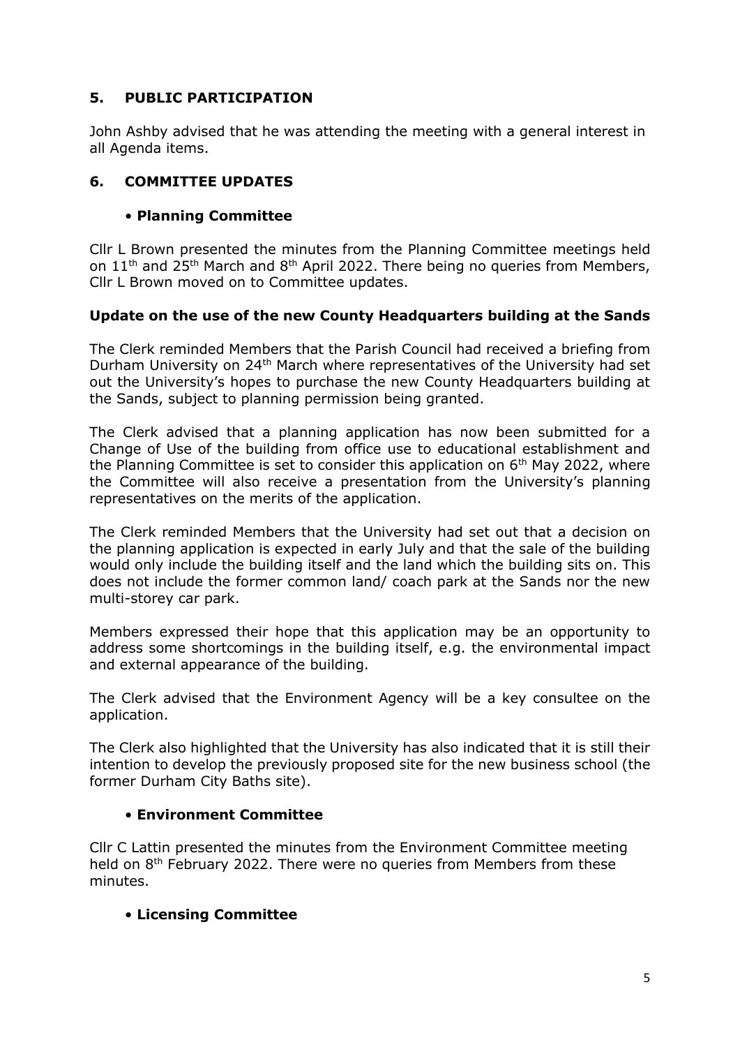## 5. PUBLIC PARTICIPATION

John Ashby advised that he was attending the meeting with a general interest in all Agenda items.

## 6. COMMITTEE UPDATES

- **Planning Committee**

Cllr L Brown presented the minutes from the Planning Committee meetings held on 11th and 25th March and 8th April 2022. There being no queries from Members, Cllr L Brown moved on to Committee updates.

**Update on the use of the new County Headquarters building at the Sands**

The Clerk reminded Members that the Parish Council had received a briefing from Durham University on 24th March where representatives of the University had set out the University's hopes to purchase the new County Headquarters building at the Sands, subject to planning permission being granted.

The Clerk advised that a planning application has now been submitted for a Change of Use of the building from office use to educational establishment and the Planning Committee is set to consider this application on 6th May 2022, where the Committee will also receive a presentation from the University's planning representatives on the merits of the application.

The Clerk reminded Members that the University had set out that a decision on the planning application is expected in early July and that the sale of the building would only include the building itself and the land which the building sits on. This does not include the former common land/ coach park at the Sands nor the new multi-storey car park.

Members expressed their hope that this application may be an opportunity to address some shortcomings in the building itself, e.g. the environmental impact and external appearance of the building.

The Clerk advised that the Environment Agency will be a key consultee on the application.

The Clerk also highlighted that the University has also indicated that it is still their intention to develop the previously proposed site for the new business school (the former Durham City Baths site).

- **Environment Committee**

Cllr C Lattin presented the minutes from the Environment Committee meeting held on 8th February 2022. There were no queries from Members from these minutes.

- **Licensing Committee**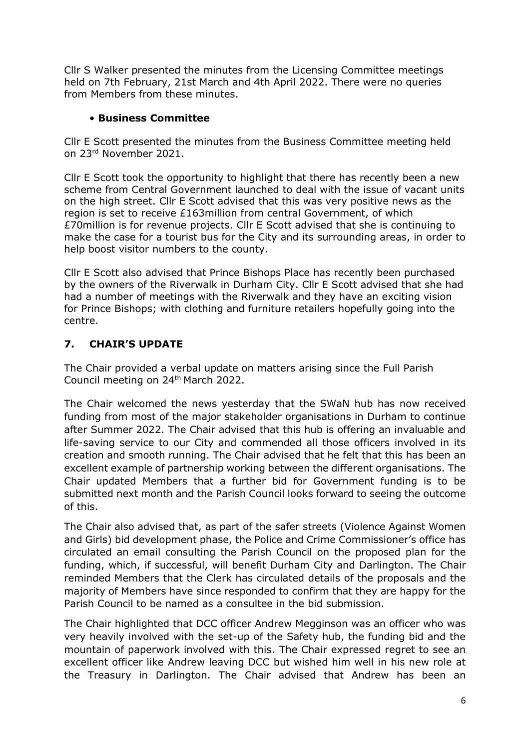Cllr S Walker presented the minutes from the Licensing Committee meetings held on 7th February, 21st March and 4th April 2022. There were no queries from Members from these minutes.

- **Business Committee**

Cllr E Scott presented the minutes from the Business Committee meeting held on 23rd November 2021.

Cllr E Scott took the opportunity to highlight that there has recently been a new scheme from Central Government launched to deal with the issue of vacant units on the high street. Cllr E Scott advised that this was very positive news as the region is set to receive £163million from central Government, of which £70million is for revenue projects. Cllr E Scott advised that she is continuing to make the case for a tourist bus for the City and its surrounding areas, in order to help boost visitor numbers to the county.

Cllr E Scott also advised that Prince Bishops Place has recently been purchased by the owners of the Riverwalk in Durham City. Cllr E Scott advised that she had had a number of meetings with the Riverwalk and they have an exciting vision for Prince Bishops; with clothing and furniture retailers hopefully going into the centre.

## 7. CHAIR'S UPDATE

The Chair provided a verbal update on matters arising since the Full Parish Council meeting on 24th March 2022.

The Chair welcomed the news yesterday that the SWaN hub has now received funding from most of the major stakeholder organisations in Durham to continue after Summer 2022. The Chair advised that this hub is offering an invaluable and life-saving service to our City and commended all those officers involved in its creation and smooth running. The Chair advised that he felt that this has been an excellent example of partnership working between the different organisations. The Chair updated Members that a further bid for Government funding is to be submitted next month and the Parish Council looks forward to seeing the outcome of this.

The Chair also advised that, as part of the safer streets (Violence Against Women and Girls) bid development phase, the Police and Crime Commissioner's office has circulated an email consulting the Parish Council on the proposed plan for the funding, which, if successful, will benefit Durham City and Darlington. The Chair reminded Members that the Clerk has circulated details of the proposals and the majority of Members have since responded to confirm that they are happy for the Parish Council to be named as a consultee in the bid submission.

The Chair highlighted that DCC officer Andrew Megginson was an officer who was very heavily involved with the set-up of the Safety hub, the funding bid and the mountain of paperwork involved with this. The Chair expressed regret to see an excellent officer like Andrew leaving DCC but wished him well in his new role at the Treasury in Darlington. The Chair advised that Andrew has been an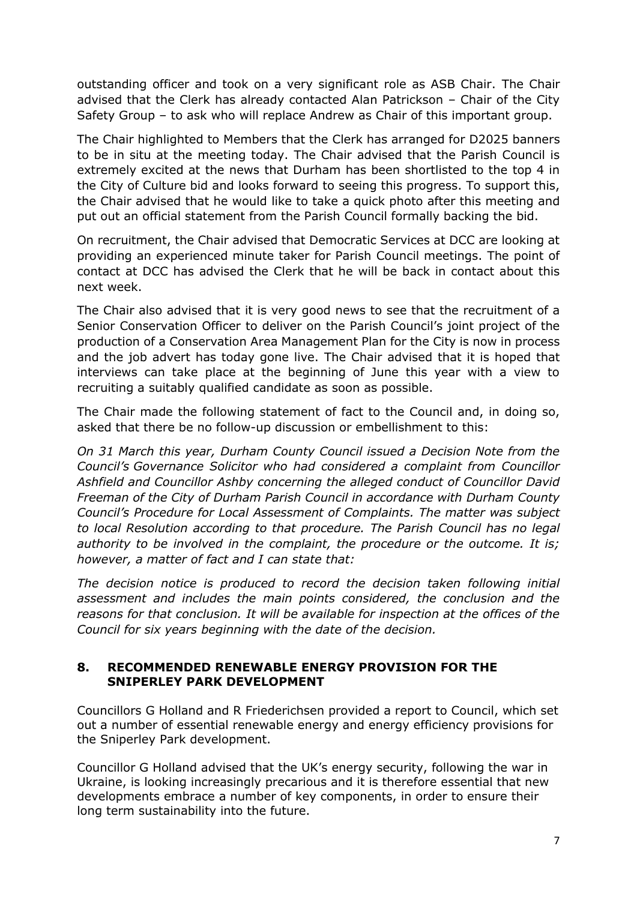outstanding officer and took on a very significant role as ASB Chair. The Chair advised that the Clerk has already contacted Alan Patrickson – Chair of the City Safety Group – to ask who will replace Andrew as Chair of this important group.

The Chair highlighted to Members that the Clerk has arranged for D2025 banners to be in situ at the meeting today. The Chair advised that the Parish Council is extremely excited at the news that Durham has been shortlisted to the top 4 in the City of Culture bid and looks forward to seeing this progress. To support this, the Chair advised that he would like to take a quick photo after this meeting and put out an official statement from the Parish Council formally backing the bid.

On recruitment, the Chair advised that Democratic Services at DCC are looking at providing an experienced minute taker for Parish Council meetings. The point of contact at DCC has advised the Clerk that he will be back in contact about this next week.

The Chair also advised that it is very good news to see that the recruitment of a Senior Conservation Officer to deliver on the Parish Council's joint project of the production of a Conservation Area Management Plan for the City is now in process and the job advert has today gone live. The Chair advised that it is hoped that interviews can take place at the beginning of June this year with a view to recruiting a suitably qualified candidate as soon as possible.

The Chair made the following statement of fact to the Council and, in doing so, asked that there be no follow-up discussion or embellishment to this:

*On 31 March this year, Durham County Council issued a Decision Note from the Council's Governance Solicitor who had considered a complaint from Councillor Ashfield and Councillor Ashby concerning the alleged conduct of Councillor David Freeman of the City of Durham Parish Council in accordance with Durham County Council's Procedure for Local Assessment of Complaints. The matter was subject to local Resolution according to that procedure. The Parish Council has no legal authority to be involved in the complaint, the procedure or the outcome. It is; however, a matter of fact and I can state that:*

*The decision notice is produced to record the decision taken following initial assessment and includes the main points considered, the conclusion and the reasons for that conclusion. It will be available for inspection at the offices of the Council for six years beginning with the date of the decision.*

## 8. RECOMMENDED RENEWABLE ENERGY PROVISION FOR THE SNIPERLEY PARK DEVELOPMENT

Councillors G Holland and R Friederichsen provided a report to Council, which set out a number of essential renewable energy and energy efficiency provisions for the Sniperley Park development.

Councillor G Holland advised that the UK's energy security, following the war in Ukraine, is looking increasingly precarious and it is therefore essential that new developments embrace a number of key components, in order to ensure their long term sustainability into the future.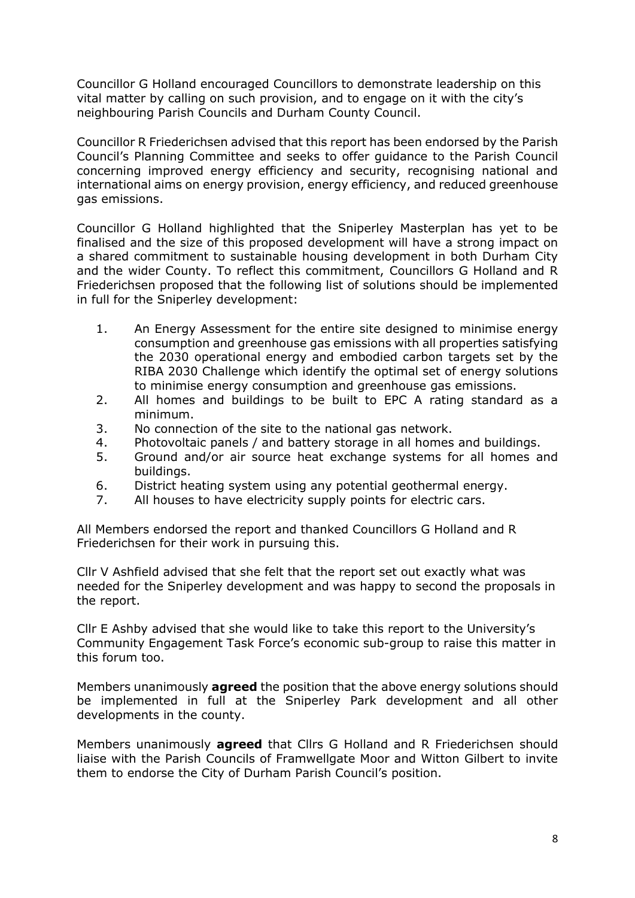Councillor G Holland encouraged Councillors to demonstrate leadership on this vital matter by calling on such provision, and to engage on it with the city's neighbouring Parish Councils and Durham County Council.

Councillor R Friederichsen advised that this report has been endorsed by the Parish Council's Planning Committee and seeks to offer guidance to the Parish Council concerning improved energy efficiency and security, recognising national and international aims on energy provision, energy efficiency, and reduced greenhouse gas emissions.

Councillor G Holland highlighted that the Sniperley Masterplan has yet to be finalised and the size of this proposed development will have a strong impact on a shared commitment to sustainable housing development in both Durham City and the wider County. To reflect this commitment, Councillors G Holland and R Friederichsen proposed that the following list of solutions should be implemented in full for the Sniperley development:

1. An Energy Assessment for the entire site designed to minimise energy consumption and greenhouse gas emissions with all properties satisfying the 2030 operational energy and embodied carbon targets set by the RIBA 2030 Challenge which identify the optimal set of energy solutions to minimise energy consumption and greenhouse gas emissions.
2. All homes and buildings to be built to EPC A rating standard as a minimum.
3. No connection of the site to the national gas network.
4. Photovoltaic panels / and battery storage in all homes and buildings.
5. Ground and/or air source heat exchange systems for all homes and buildings.
6. District heating system using any potential geothermal energy.
7. All houses to have electricity supply points for electric cars.

All Members endorsed the report and thanked Councillors G Holland and R Friederichsen for their work in pursuing this.

Cllr V Ashfield advised that she felt that the report set out exactly what was needed for the Sniperley development and was happy to second the proposals in the report.

Cllr E Ashby advised that she would like to take this report to the University's Community Engagement Task Force's economic sub-group to raise this matter in this forum too.

Members unanimously **agreed** the position that the above energy solutions should be implemented in full at the Sniperley Park development and all other developments in the county.

Members unanimously **agreed** that Cllrs G Holland and R Friederichsen should liaise with the Parish Councils of Framwellgate Moor and Witton Gilbert to invite them to endorse the City of Durham Parish Council's position.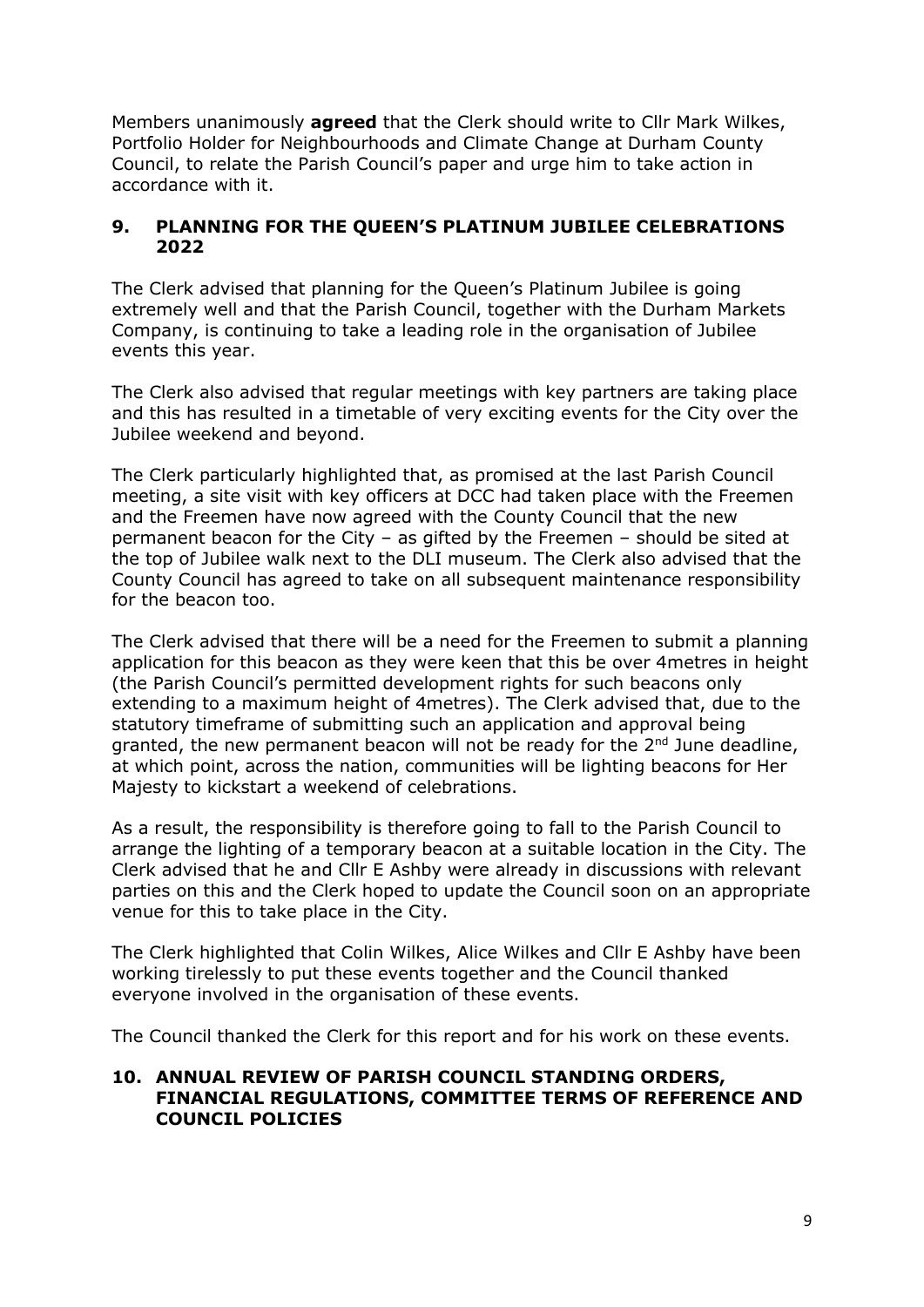Members unanimously **agreed** that the Clerk should write to Cllr Mark Wilkes, Portfolio Holder for Neighbourhoods and Climate Change at Durham County Council, to relate the Parish Council's paper and urge him to take action in accordance with it.

## 9. PLANNING FOR THE QUEEN'S PLATINUM JUBILEE CELEBRATIONS 2022

The Clerk advised that planning for the Queen's Platinum Jubilee is going extremely well and that the Parish Council, together with the Durham Markets Company, is continuing to take a leading role in the organisation of Jubilee events this year.

The Clerk also advised that regular meetings with key partners are taking place and this has resulted in a timetable of very exciting events for the City over the Jubilee weekend and beyond.

The Clerk particularly highlighted that, as promised at the last Parish Council meeting, a site visit with key officers at DCC had taken place with the Freemen and the Freemen have now agreed with the County Council that the new permanent beacon for the City – as gifted by the Freemen – should be sited at the top of Jubilee walk next to the DLI museum. The Clerk also advised that the County Council has agreed to take on all subsequent maintenance responsibility for the beacon too.

The Clerk advised that there will be a need for the Freemen to submit a planning application for this beacon as they were keen that this be over 4metres in height (the Parish Council's permitted development rights for such beacons only extending to a maximum height of 4metres). The Clerk advised that, due to the statutory timeframe of submitting such an application and approval being granted, the new permanent beacon will not be ready for the 2nd June deadline, at which point, across the nation, communities will be lighting beacons for Her Majesty to kickstart a weekend of celebrations.

As a result, the responsibility is therefore going to fall to the Parish Council to arrange the lighting of a temporary beacon at a suitable location in the City. The Clerk advised that he and Cllr E Ashby were already in discussions with relevant parties on this and the Clerk hoped to update the Council soon on an appropriate venue for this to take place in the City.

The Clerk highlighted that Colin Wilkes, Alice Wilkes and Cllr E Ashby have been working tirelessly to put these events together and the Council thanked everyone involved in the organisation of these events.

The Council thanked the Clerk for this report and for his work on these events.

## 10. ANNUAL REVIEW OF PARISH COUNCIL STANDING ORDERS, FINANCIAL REGULATIONS, COMMITTEE TERMS OF REFERENCE AND COUNCIL POLICIES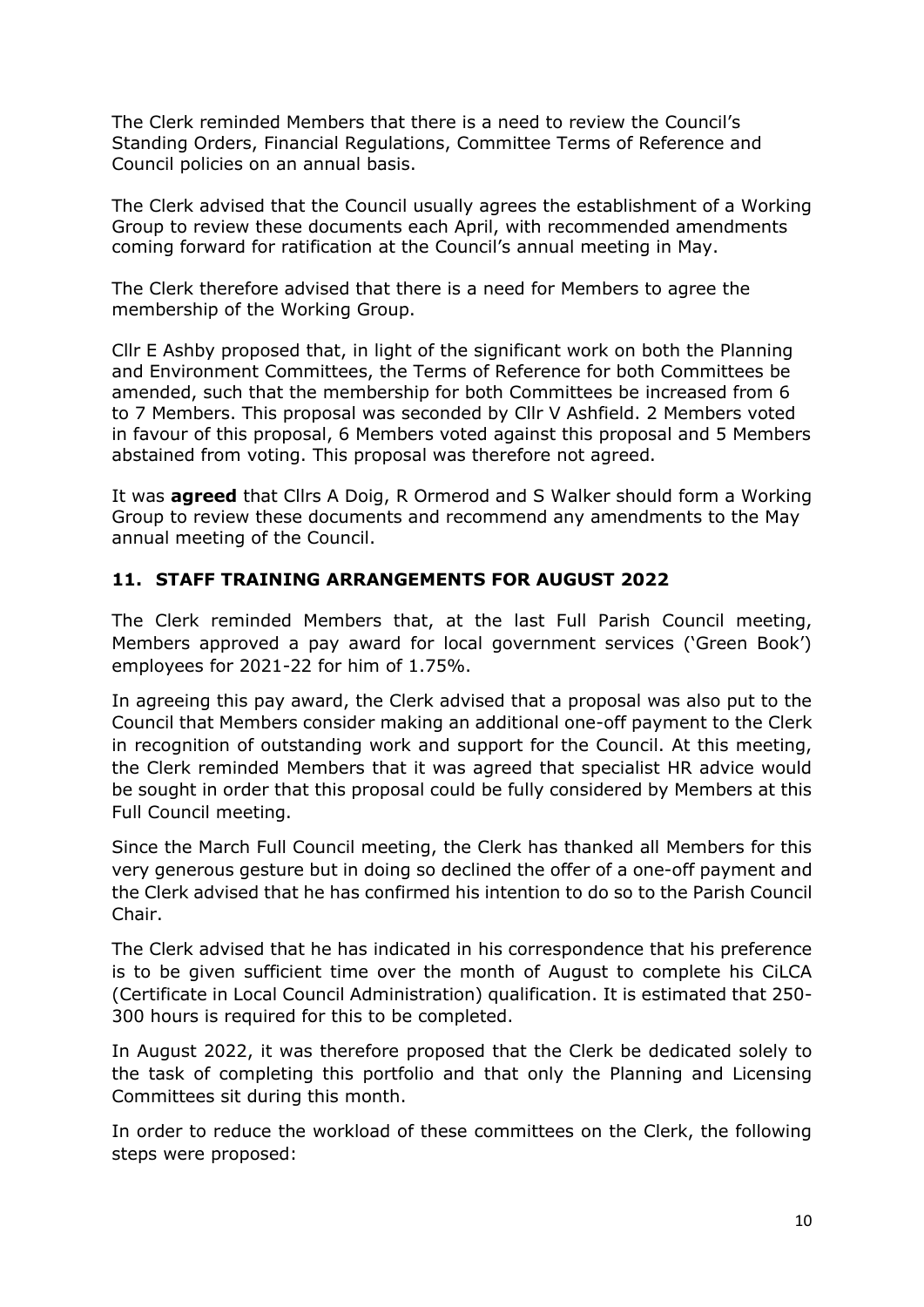The Clerk reminded Members that there is a need to review the Council's Standing Orders, Financial Regulations, Committee Terms of Reference and Council policies on an annual basis.

The Clerk advised that the Council usually agrees the establishment of a Working Group to review these documents each April, with recommended amendments coming forward for ratification at the Council's annual meeting in May.

The Clerk therefore advised that there is a need for Members to agree the membership of the Working Group.

Cllr E Ashby proposed that, in light of the significant work on both the Planning and Environment Committees, the Terms of Reference for both Committees be amended, such that the membership for both Committees be increased from 6 to 7 Members. This proposal was seconded by Cllr V Ashfield. 2 Members voted in favour of this proposal, 6 Members voted against this proposal and 5 Members abstained from voting. This proposal was therefore not agreed.

It was **agreed** that Cllrs A Doig, R Ormerod and S Walker should form a Working Group to review these documents and recommend any amendments to the May annual meeting of the Council.

## 11. STAFF TRAINING ARRANGEMENTS FOR AUGUST 2022

The Clerk reminded Members that, at the last Full Parish Council meeting, Members approved a pay award for local government services ('Green Book') employees for 2021-22 for him of 1.75%.

In agreeing this pay award, the Clerk advised that a proposal was also put to the Council that Members consider making an additional one-off payment to the Clerk in recognition of outstanding work and support for the Council. At this meeting, the Clerk reminded Members that it was agreed that specialist HR advice would be sought in order that this proposal could be fully considered by Members at this Full Council meeting.

Since the March Full Council meeting, the Clerk has thanked all Members for this very generous gesture but in doing so declined the offer of a one-off payment and the Clerk advised that he has confirmed his intention to do so to the Parish Council Chair.

The Clerk advised that he has indicated in his correspondence that his preference is to be given sufficient time over the month of August to complete his CiLCA (Certificate in Local Council Administration) qualification. It is estimated that 250-300 hours is required for this to be completed.

In August 2022, it was therefore proposed that the Clerk be dedicated solely to the task of completing this portfolio and that only the Planning and Licensing Committees sit during this month.

In order to reduce the workload of these committees on the Clerk, the following steps were proposed: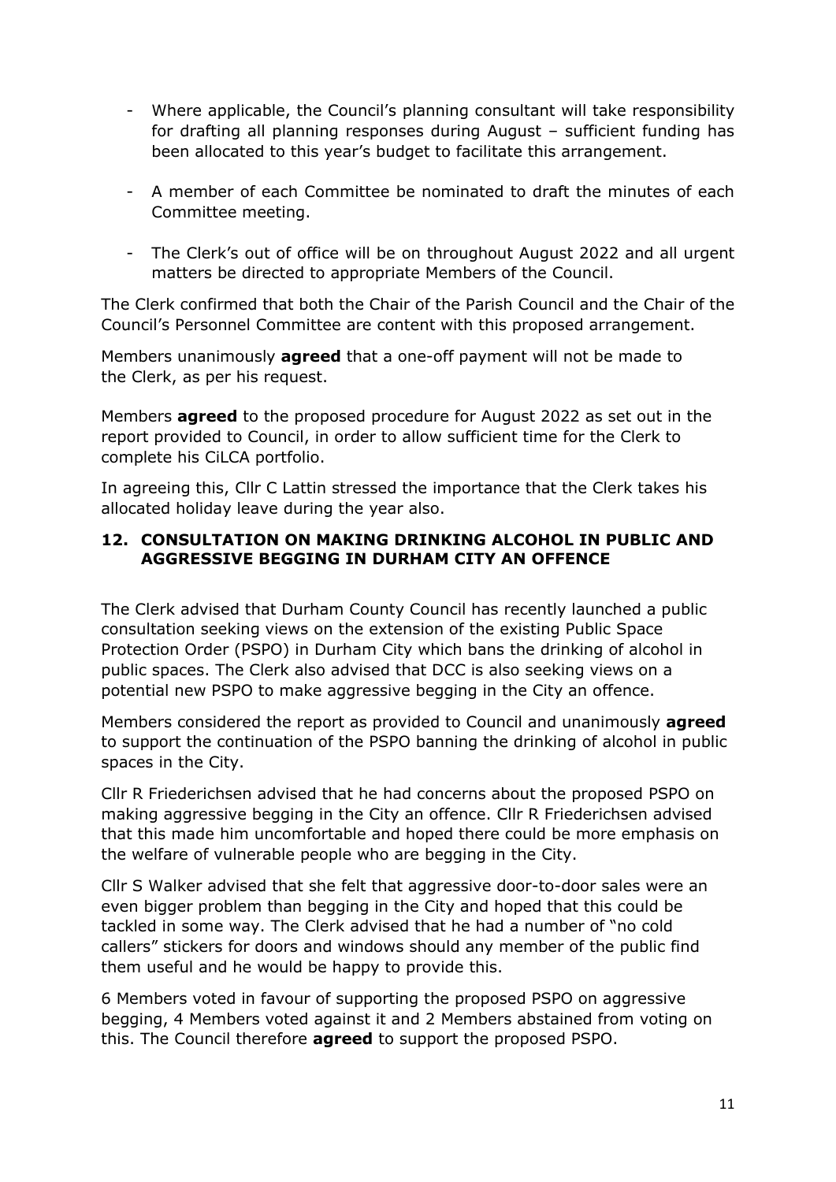- Where applicable, the Council's planning consultant will take responsibility for drafting all planning responses during August – sufficient funding has been allocated to this year's budget to facilitate this arrangement.

- A member of each Committee be nominated to draft the minutes of each Committee meeting.

- The Clerk's out of office will be on throughout August 2022 and all urgent matters be directed to appropriate Members of the Council.

The Clerk confirmed that both the Chair of the Parish Council and the Chair of the Council's Personnel Committee are content with this proposed arrangement.

Members unanimously **agreed** that a one-off payment will not be made to the Clerk, as per his request.

Members **agreed** to the proposed procedure for August 2022 as set out in the report provided to Council, in order to allow sufficient time for the Clerk to complete his CiLCA portfolio.

In agreeing this, Cllr C Lattin stressed the importance that the Clerk takes his allocated holiday leave during the year also.

## 12. CONSULTATION ON MAKING DRINKING ALCOHOL IN PUBLIC AND AGGRESSIVE BEGGING IN DURHAM CITY AN OFFENCE

The Clerk advised that Durham County Council has recently launched a public consultation seeking views on the extension of the existing Public Space Protection Order (PSPO) in Durham City which bans the drinking of alcohol in public spaces. The Clerk also advised that DCC is also seeking views on a potential new PSPO to make aggressive begging in the City an offence.

Members considered the report as provided to Council and unanimously **agreed** to support the continuation of the PSPO banning the drinking of alcohol in public spaces in the City.

Cllr R Friederichsen advised that he had concerns about the proposed PSPO on making aggressive begging in the City an offence. Cllr R Friederichsen advised that this made him uncomfortable and hoped there could be more emphasis on the welfare of vulnerable people who are begging in the City.

Cllr S Walker advised that she felt that aggressive door-to-door sales were an even bigger problem than begging in the City and hoped that this could be tackled in some way. The Clerk advised that he had a number of "no cold callers" stickers for doors and windows should any member of the public find them useful and he would be happy to provide this.

6 Members voted in favour of supporting the proposed PSPO on aggressive begging, 4 Members voted against it and 2 Members abstained from voting on this. The Council therefore **agreed** to support the proposed PSPO.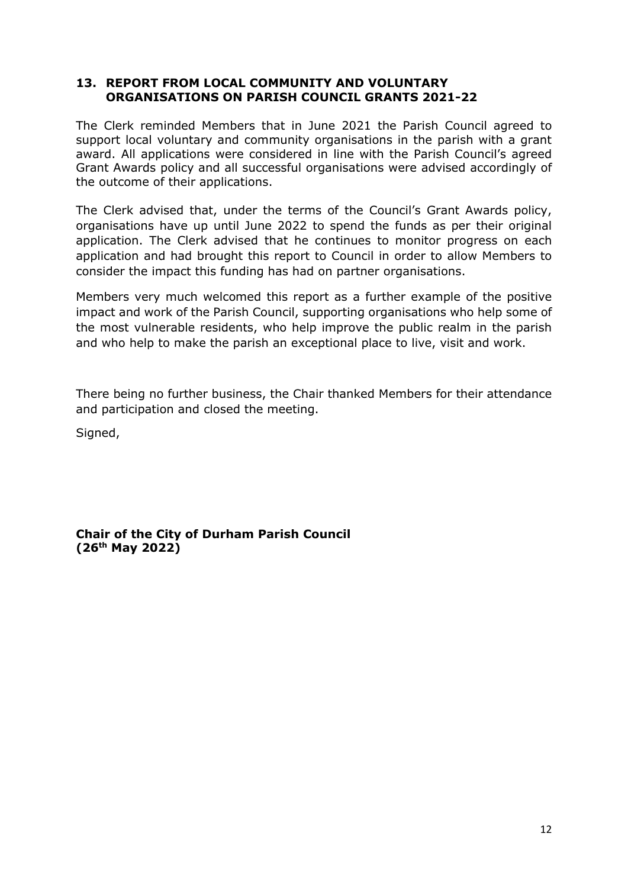## 13. REPORT FROM LOCAL COMMUNITY AND VOLUNTARY ORGANISATIONS ON PARISH COUNCIL GRANTS 2021-22

The Clerk reminded Members that in June 2021 the Parish Council agreed to support local voluntary and community organisations in the parish with a grant award. All applications were considered in line with the Parish Council's agreed Grant Awards policy and all successful organisations were advised accordingly of the outcome of their applications.

The Clerk advised that, under the terms of the Council's Grant Awards policy, organisations have up until June 2022 to spend the funds as per their original application. The Clerk advised that he continues to monitor progress on each application and had brought this report to Council in order to allow Members to consider the impact this funding has had on partner organisations.

Members very much welcomed this report as a further example of the positive impact and work of the Parish Council, supporting organisations who help some of the most vulnerable residents, who help improve the public realm in the parish and who help to make the parish an exceptional place to live, visit and work.

There being no further business, the Chair thanked Members for their attendance and participation and closed the meeting.

Signed,

**Chair of the City of Durham Parish Council**
**(26th May 2022)**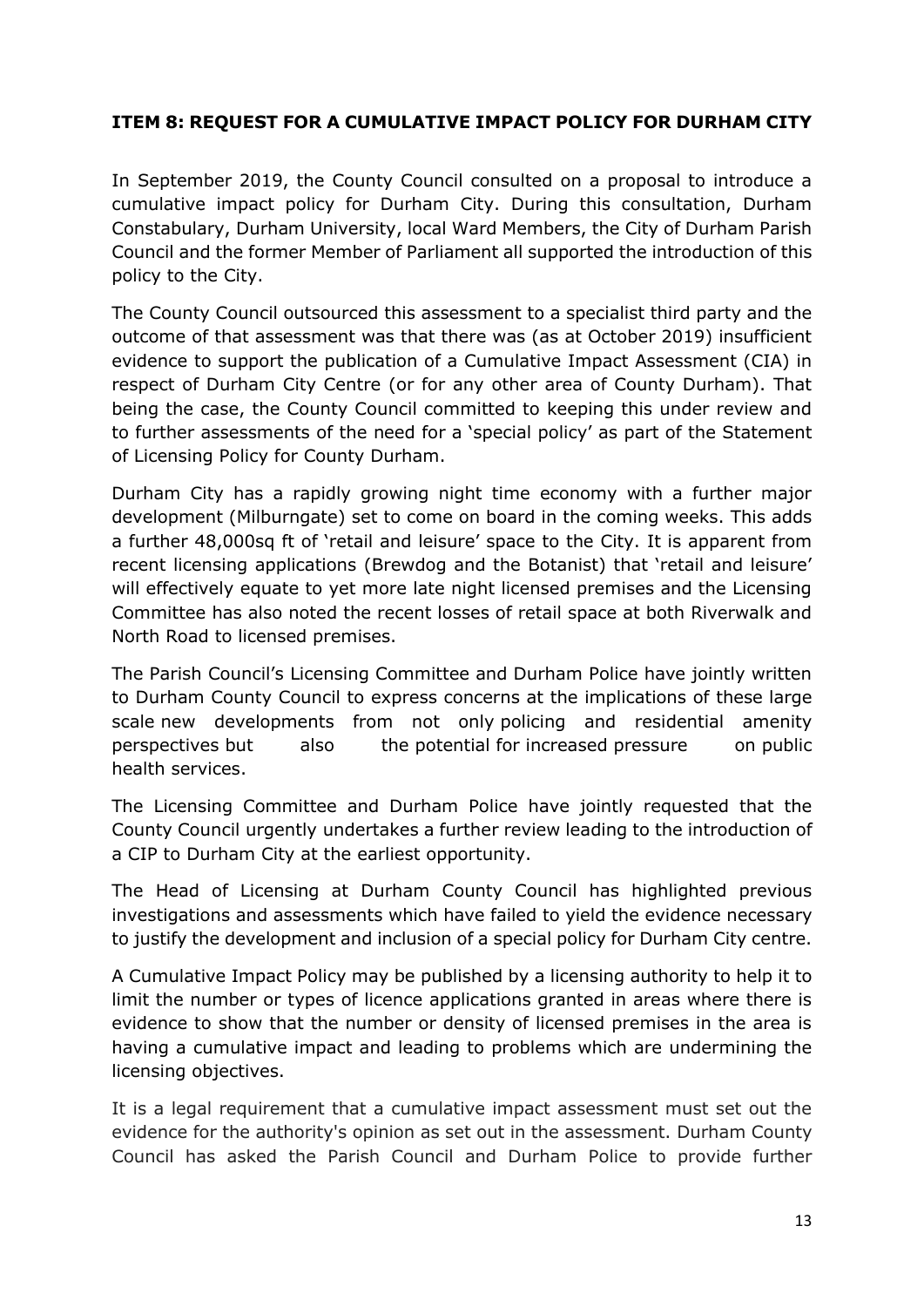**ITEM 8: REQUEST FOR A CUMULATIVE IMPACT POLICY FOR DURHAM CITY**

In September 2019, the County Council consulted on a proposal to introduce a cumulative impact policy for Durham City. During this consultation, Durham Constabulary, Durham University, local Ward Members, the City of Durham Parish Council and the former Member of Parliament all supported the introduction of this policy to the City.

The County Council outsourced this assessment to a specialist third party and the outcome of that assessment was that there was (as at October 2019) insufficient evidence to support the publication of a Cumulative Impact Assessment (CIA) in respect of Durham City Centre (or for any other area of County Durham). That being the case, the County Council committed to keeping this under review and to further assessments of the need for a 'special policy' as part of the Statement of Licensing Policy for County Durham.

Durham City has a rapidly growing night time economy with a further major development (Milburngate) set to come on board in the coming weeks. This adds a further 48,000sq ft of 'retail and leisure' space to the City. It is apparent from recent licensing applications (Brewdog and the Botanist) that 'retail and leisure' will effectively equate to yet more late night licensed premises and the Licensing Committee has also noted the recent losses of retail space at both Riverwalk and North Road to licensed premises.

The Parish Council's Licensing Committee and Durham Police have jointly written to Durham County Council to express concerns at the implications of these large scale new developments from not only policing and residential amenity perspectives but also the potential for increased pressure on public health services.

The Licensing Committee and Durham Police have jointly requested that the County Council urgently undertakes a further review leading to the introduction of a CIP to Durham City at the earliest opportunity.

The Head of Licensing at Durham County Council has highlighted previous investigations and assessments which have failed to yield the evidence necessary to justify the development and inclusion of a special policy for Durham City centre.

A Cumulative Impact Policy may be published by a licensing authority to help it to limit the number or types of licence applications granted in areas where there is evidence to show that the number or density of licensed premises in the area is having a cumulative impact and leading to problems which are undermining the licensing objectives.

It is a legal requirement that a cumulative impact assessment must set out the evidence for the authority's opinion as set out in the assessment. Durham County Council has asked the Parish Council and Durham Police to provide further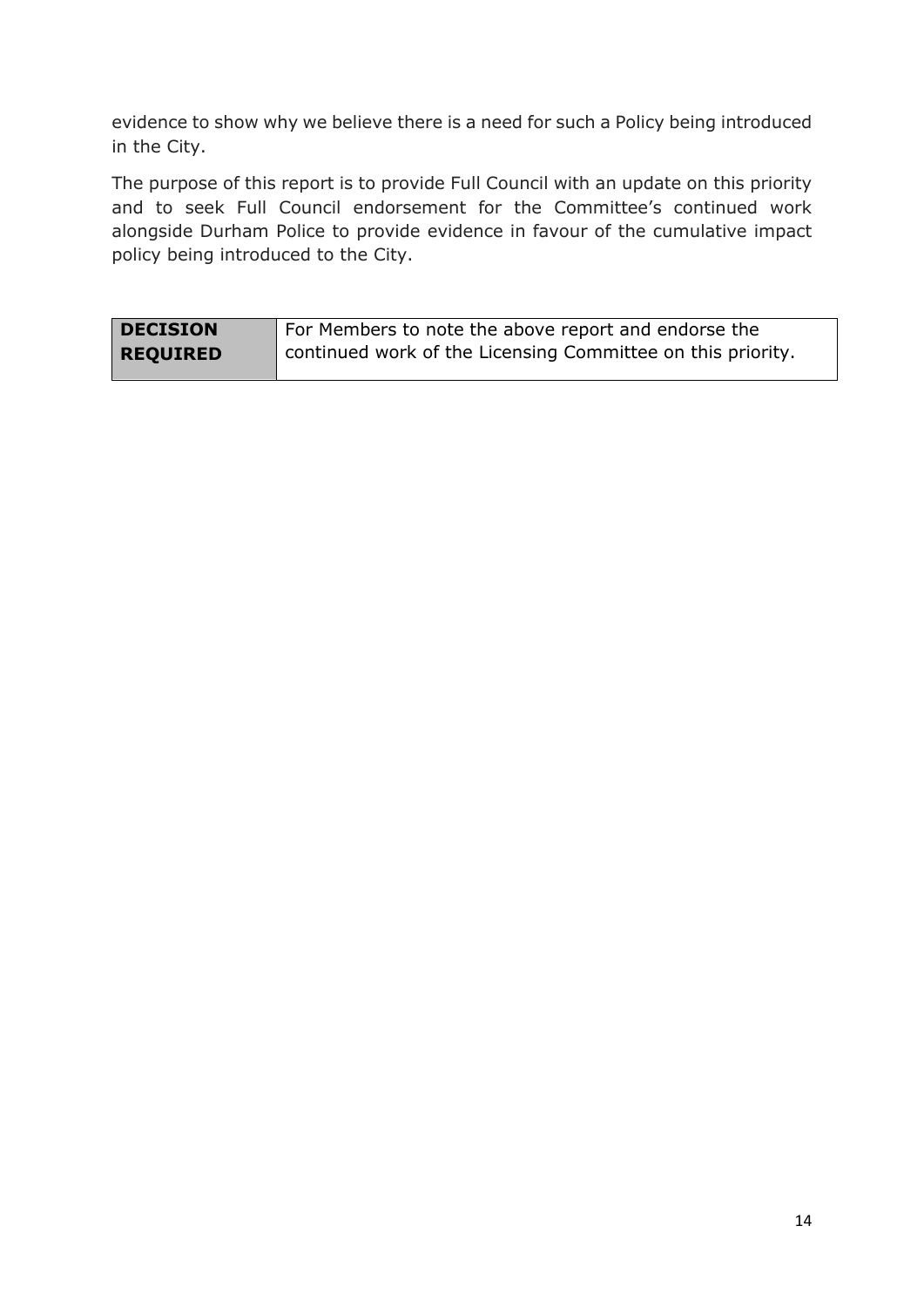evidence to show why we believe there is a need for such a Policy being introduced in the City.

The purpose of this report is to provide Full Council with an update on this priority and to seek Full Council endorsement for the Committee's continued work alongside Durham Police to provide evidence in favour of the cumulative impact policy being introduced to the City.

| **DECISION REQUIRED** | For Members to note the above report and endorse the continued work of the Licensing Committee on this priority. |
|---|---|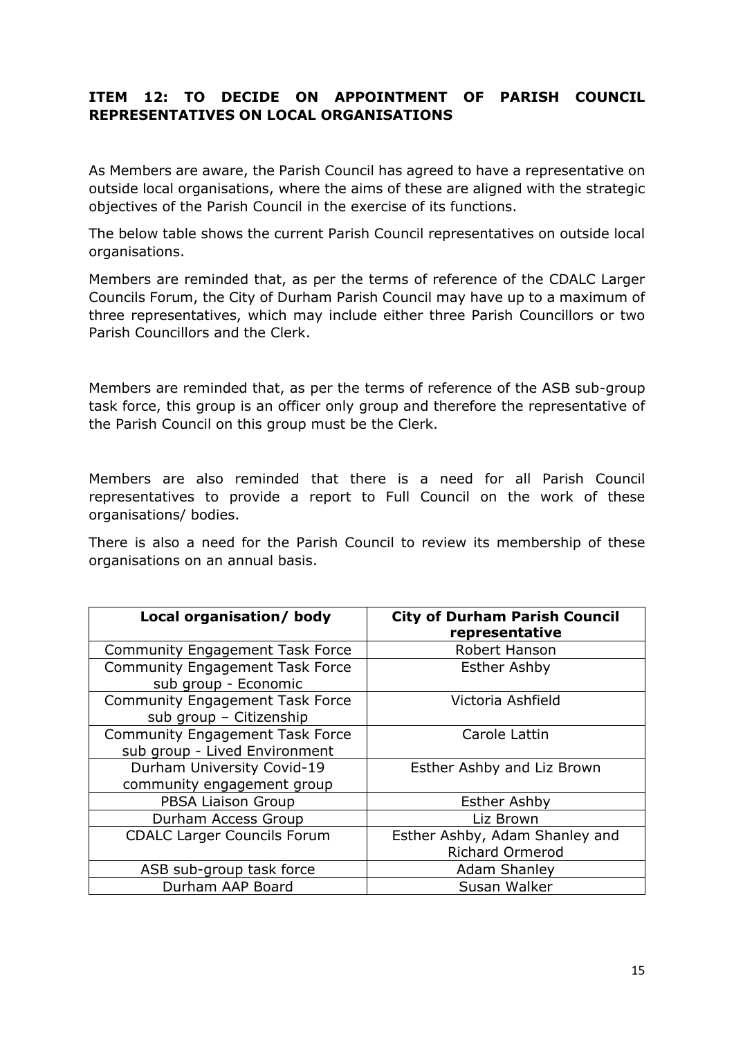**ITEM 12: TO DECIDE ON APPOINTMENT OF PARISH COUNCIL REPRESENTATIVES ON LOCAL ORGANISATIONS**

As Members are aware, the Parish Council has agreed to have a representative on outside local organisations, where the aims of these are aligned with the strategic objectives of the Parish Council in the exercise of its functions.

The below table shows the current Parish Council representatives on outside local organisations.

Members are reminded that, as per the terms of reference of the CDALC Larger Councils Forum, the City of Durham Parish Council may have up to a maximum of three representatives, which may include either three Parish Councillors or two Parish Councillors and the Clerk.

Members are reminded that, as per the terms of reference of the ASB sub-group task force, this group is an officer only group and therefore the representative of the Parish Council on this group must be the Clerk.

Members are also reminded that there is a need for all Parish Council representatives to provide a report to Full Council on the work of these organisations/ bodies.

There is also a need for the Parish Council to review its membership of these organisations on an annual basis.

| Local organisation/ body | City of Durham Parish Council representative |
|---|---|
| Community Engagement Task Force | Robert Hanson |
| Community Engagement Task Force sub group - Economic | Esther Ashby |
| Community Engagement Task Force sub group – Citizenship | Victoria Ashfield |
| Community Engagement Task Force sub group - Lived Environment | Carole Lattin |
| Durham University Covid-19 community engagement group | Esther Ashby and Liz Brown |
| PBSA Liaison Group | Esther Ashby |
| Durham Access Group | Liz Brown |
| CDALC Larger Councils Forum | Esther Ashby, Adam Shanley and Richard Ormerod |
| ASB sub-group task force | Adam Shanley |
| Durham AAP Board | Susan Walker |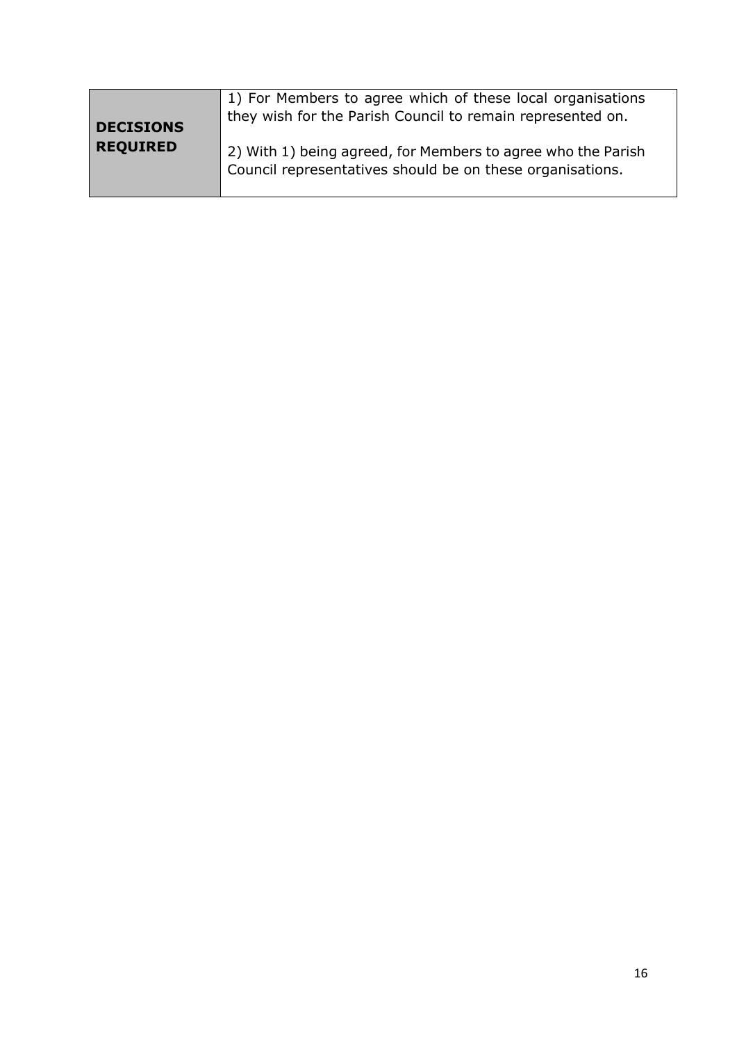| **DECISIONS REQUIRED** | 1) For Members to agree which of these local organisations they wish for the Parish Council to remain represented on.<br><br>2) With 1) being agreed, for Members to agree who the Parish Council representatives should be on these organisations. |
|---|---|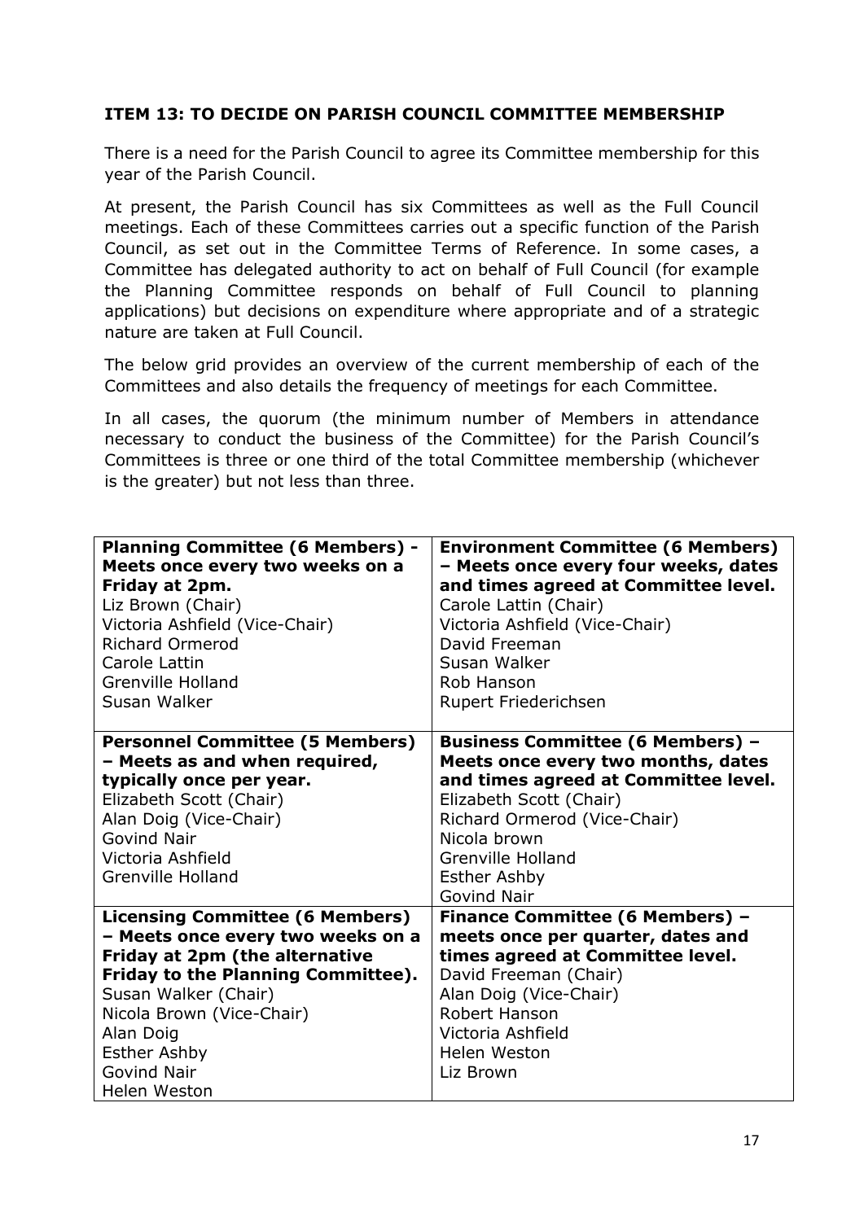**ITEM 13: TO DECIDE ON PARISH COUNCIL COMMITTEE MEMBERSHIP**

There is a need for the Parish Council to agree its Committee membership for this year of the Parish Council.

At present, the Parish Council has six Committees as well as the Full Council meetings. Each of these Committees carries out a specific function of the Parish Council, as set out in the Committee Terms of Reference. In some cases, a Committee has delegated authority to act on behalf of Full Council (for example the Planning Committee responds on behalf of Full Council to planning applications) but decisions on expenditure where appropriate and of a strategic nature are taken at Full Council.

The below grid provides an overview of the current membership of each of the Committees and also details the frequency of meetings for each Committee.

In all cases, the quorum (the minimum number of Members in attendance necessary to conduct the business of the Committee) for the Parish Council's Committees is three or one third of the total Committee membership (whichever is the greater) but not less than three.

| | |
|---|---|
| **Planning Committee (6 Members) - Meets once every two weeks on a Friday at 2pm.**<br>Liz Brown (Chair)<br>Victoria Ashfield (Vice-Chair)<br>Richard Ormerod<br>Carole Lattin<br>Grenville Holland<br>Susan Walker | **Environment Committee (6 Members) – Meets once every four weeks, dates and times agreed at Committee level.**<br>Carole Lattin (Chair)<br>Victoria Ashfield (Vice-Chair)<br>David Freeman<br>Susan Walker<br>Rob Hanson<br>Rupert Friederichsen |
| **Personnel Committee (5 Members) – Meets as and when required, typically once per year.**<br>Elizabeth Scott (Chair)<br>Alan Doig (Vice-Chair)<br>Govind Nair<br>Victoria Ashfield<br>Grenville Holland | **Business Committee (6 Members) – Meets once every two months, dates and times agreed at Committee level.**<br>Elizabeth Scott (Chair)<br>Richard Ormerod (Vice-Chair)<br>Nicola brown<br>Grenville Holland<br>Esther Ashby<br>Govind Nair |
| **Licensing Committee (6 Members) – Meets once every two weeks on a Friday at 2pm (the alternative Friday to the Planning Committee).**<br>Susan Walker (Chair)<br>Nicola Brown (Vice-Chair)<br>Alan Doig<br>Esther Ashby<br>Govind Nair<br>Helen Weston | **Finance Committee (6 Members) – meets once per quarter, dates and times agreed at Committee level.**<br>David Freeman (Chair)<br>Alan Doig (Vice-Chair)<br>Robert Hanson<br>Victoria Ashfield<br>Helen Weston<br>Liz Brown |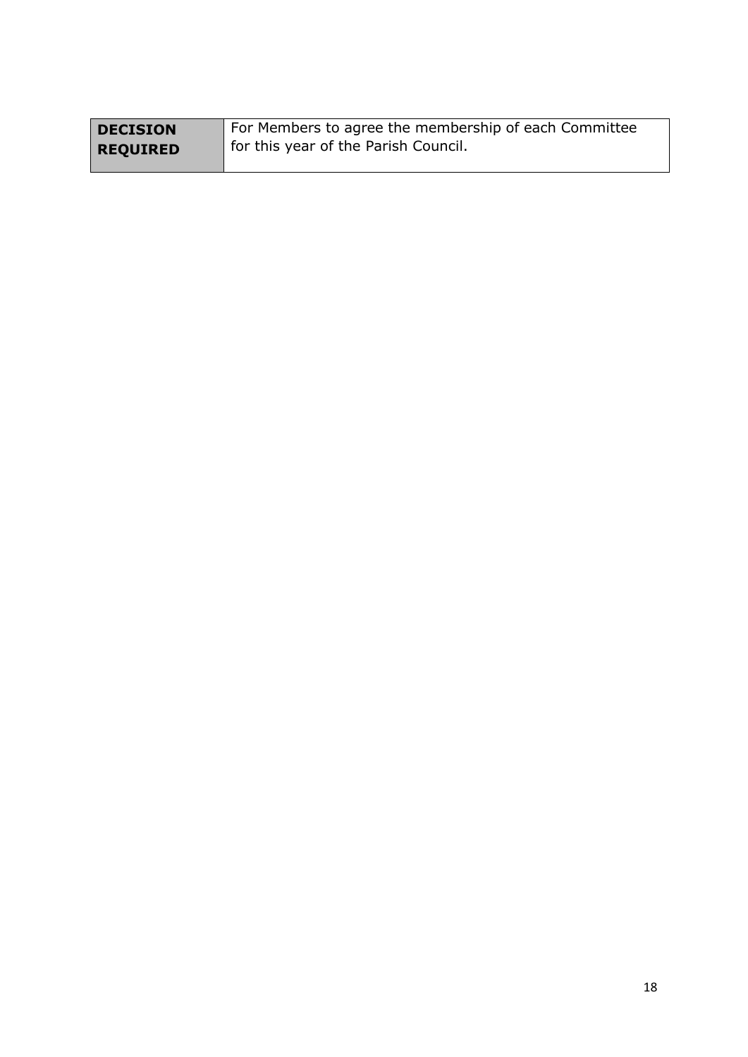| **DECISION REQUIRED** | For Members to agree the membership of each Committee for this year of the Parish Council. |
|---|---|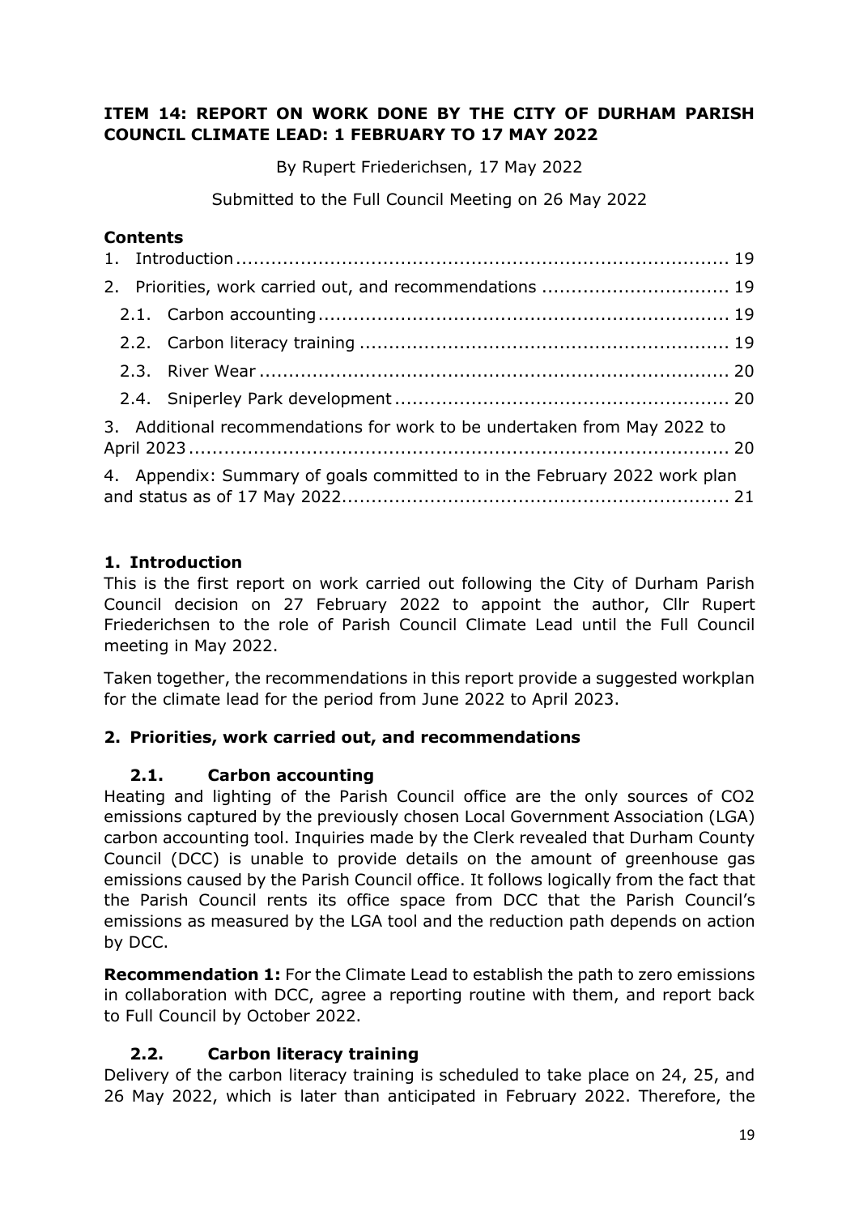**ITEM 14: REPORT ON WORK DONE BY THE CITY OF DURHAM PARISH COUNCIL CLIMATE LEAD: 1 FEBRUARY TO 17 MAY 2022**

By Rupert Friederichsen, 17 May 2022

Submitted to the Full Council Meeting on 26 May 2022

**Contents**

1. Introduction ........ 19
2. Priorities, work carried out, and recommendations ........ 19
   - 2.1. Carbon accounting ........ 19
   - 2.2. Carbon literacy training ........ 19
   - 2.3. River Wear ........ 20
   - 2.4. Sniperley Park development ........ 20
3. Additional recommendations for work to be undertaken from May 2022 to April 2023 ........ 20
4. Appendix: Summary of goals committed to in the February 2022 work plan and status as of 17 May 2022 ........ 21

## 1. Introduction

This is the first report on work carried out following the City of Durham Parish Council decision on 27 February 2022 to appoint the author, Cllr Rupert Friederichsen to the role of Parish Council Climate Lead until the Full Council meeting in May 2022.

Taken together, the recommendations in this report provide a suggested workplan for the climate lead for the period from June 2022 to April 2023.

## 2. Priorities, work carried out, and recommendations

### 2.1. Carbon accounting

Heating and lighting of the Parish Council office are the only sources of CO2 emissions captured by the previously chosen Local Government Association (LGA) carbon accounting tool. Inquiries made by the Clerk revealed that Durham County Council (DCC) is unable to provide details on the amount of greenhouse gas emissions caused by the Parish Council office. It follows logically from the fact that the Parish Council rents its office space from DCC that the Parish Council's emissions as measured by the LGA tool and the reduction path depends on action by DCC.

**Recommendation 1:** For the Climate Lead to establish the path to zero emissions in collaboration with DCC, agree a reporting routine with them, and report back to Full Council by October 2022.

### 2.2. Carbon literacy training

Delivery of the carbon literacy training is scheduled to take place on 24, 25, and 26 May 2022, which is later than anticipated in February 2022. Therefore, the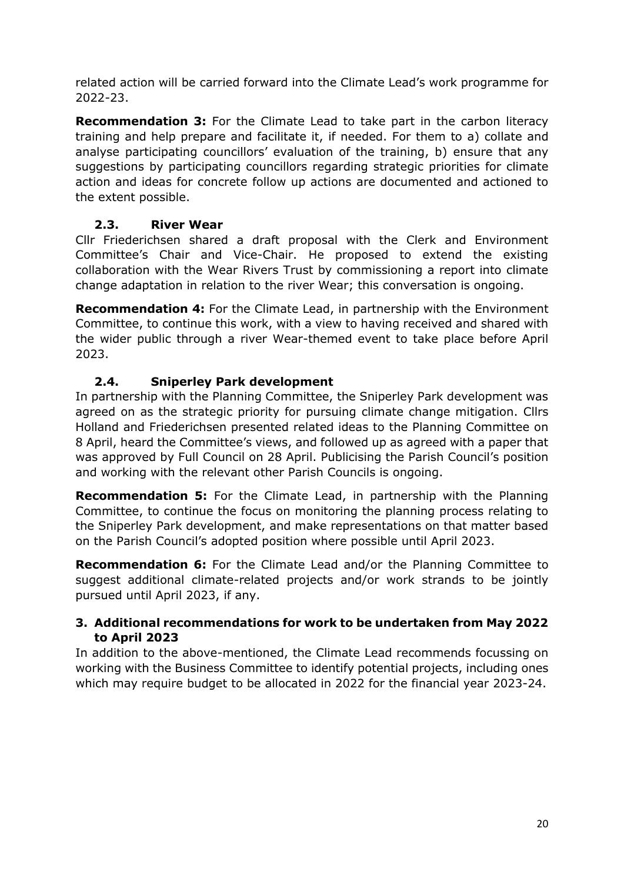related action will be carried forward into the Climate Lead's work programme for 2022-23.

**Recommendation 3:** For the Climate Lead to take part in the carbon literacy training and help prepare and facilitate it, if needed. For them to a) collate and analyse participating councillors' evaluation of the training, b) ensure that any suggestions by participating councillors regarding strategic priorities for climate action and ideas for concrete follow up actions are documented and actioned to the extent possible.

### 2.3. River Wear

Cllr Friederichsen shared a draft proposal with the Clerk and Environment Committee's Chair and Vice-Chair. He proposed to extend the existing collaboration with the Wear Rivers Trust by commissioning a report into climate change adaptation in relation to the river Wear; this conversation is ongoing.

**Recommendation 4:** For the Climate Lead, in partnership with the Environment Committee, to continue this work, with a view to having received and shared with the wider public through a river Wear-themed event to take place before April 2023.

### 2.4. Sniperley Park development

In partnership with the Planning Committee, the Sniperley Park development was agreed on as the strategic priority for pursuing climate change mitigation. Cllrs Holland and Friederichsen presented related ideas to the Planning Committee on 8 April, heard the Committee's views, and followed up as agreed with a paper that was approved by Full Council on 28 April. Publicising the Parish Council's position and working with the relevant other Parish Councils is ongoing.

**Recommendation 5:** For the Climate Lead, in partnership with the Planning Committee, to continue the focus on monitoring the planning process relating to the Sniperley Park development, and make representations on that matter based on the Parish Council's adopted position where possible until April 2023.

**Recommendation 6:** For the Climate Lead and/or the Planning Committee to suggest additional climate-related projects and/or work strands to be jointly pursued until April 2023, if any.

## 3. Additional recommendations for work to be undertaken from May 2022 to April 2023

In addition to the above-mentioned, the Climate Lead recommends focussing on working with the Business Committee to identify potential projects, including ones which may require budget to be allocated in 2022 for the financial year 2023-24.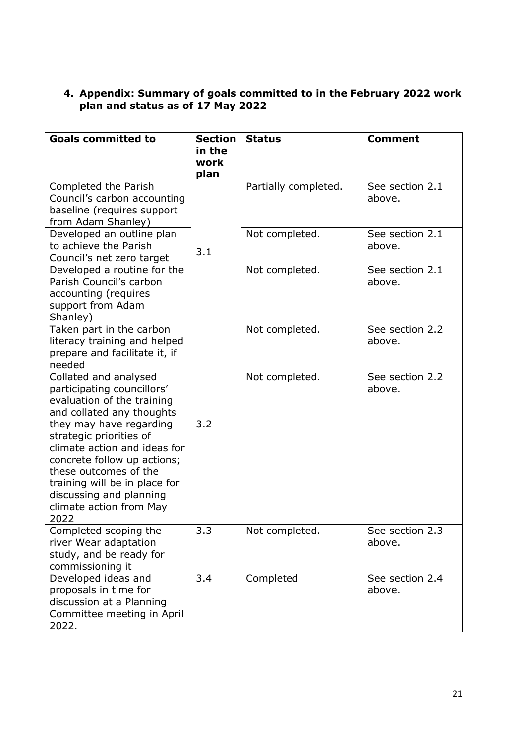## 4. Appendix: Summary of goals committed to in the February 2022 work plan and status as of 17 May 2022

| Goals committed to | Section in the work plan | Status | Comment |
|---|---|---|---|
| Completed the Parish Council's carbon accounting baseline (requires support from Adam Shanley) | 3.1 | Partially completed. | See section 2.1 above. |
| Developed an outline plan to achieve the Parish Council's net zero target | | Not completed. | See section 2.1 above. |
| Developed a routine for the Parish Council's carbon accounting (requires support from Adam Shanley) | | Not completed. | See section 2.1 above. |
| Taken part in the carbon literacy training and helped prepare and facilitate it, if needed | 3.2 | Not completed. | See section 2.2 above. |
| Collated and analysed participating councillors' evaluation of the training and collated any thoughts they may have regarding strategic priorities of climate action and ideas for concrete follow up actions; these outcomes of the training will be in place for discussing and planning climate action from May 2022 | | Not completed. | See section 2.2 above. |
| Completed scoping the river Wear adaptation study, and be ready for commissioning it | 3.3 | Not completed. | See section 2.3 above. |
| Developed ideas and proposals in time for discussion at a Planning Committee meeting in April 2022. | 3.4 | Completed | See section 2.4 above. |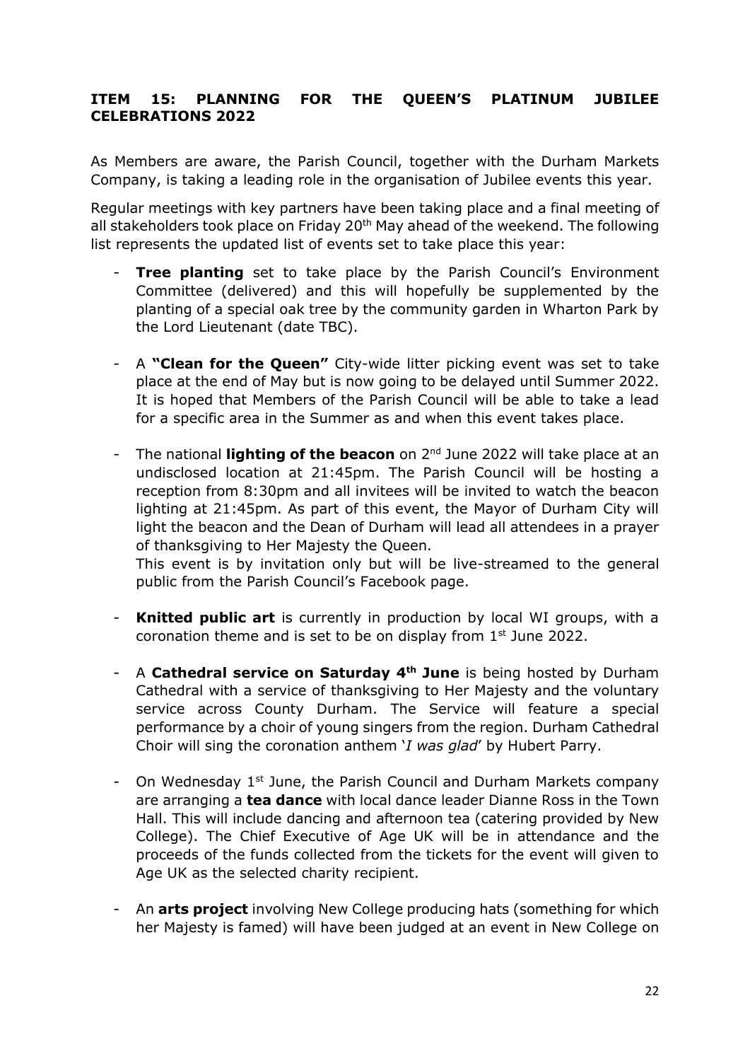**ITEM 15: PLANNING FOR THE QUEEN'S PLATINUM JUBILEE CELEBRATIONS 2022**

As Members are aware, the Parish Council, together with the Durham Markets Company, is taking a leading role in the organisation of Jubilee events this year.

Regular meetings with key partners have been taking place and a final meeting of all stakeholders took place on Friday 20th May ahead of the weekend. The following list represents the updated list of events set to take place this year:

- **Tree planting** set to take place by the Parish Council's Environment Committee (delivered) and this will hopefully be supplemented by the planting of a special oak tree by the community garden in Wharton Park by the Lord Lieutenant (date TBC).

- A **"Clean for the Queen"** City-wide litter picking event was set to take place at the end of May but is now going to be delayed until Summer 2022. It is hoped that Members of the Parish Council will be able to take a lead for a specific area in the Summer as and when this event takes place.

- The national **lighting of the beacon** on 2nd June 2022 will take place at an undisclosed location at 21:45pm. The Parish Council will be hosting a reception from 8:30pm and all invitees will be invited to watch the beacon lighting at 21:45pm. As part of this event, the Mayor of Durham City will light the beacon and the Dean of Durham will lead all attendees in a prayer of thanksgiving to Her Majesty the Queen.
  This event is by invitation only but will be live-streamed to the general public from the Parish Council's Facebook page.

- **Knitted public art** is currently in production by local WI groups, with a coronation theme and is set to be on display from 1st June 2022.

- A **Cathedral service on Saturday 4th June** is being hosted by Durham Cathedral with a service of thanksgiving to Her Majesty and the voluntary service across County Durham. The Service will feature a special performance by a choir of young singers from the region. Durham Cathedral Choir will sing the coronation anthem '*I was glad*' by Hubert Parry.

- On Wednesday 1st June, the Parish Council and Durham Markets company are arranging a **tea dance** with local dance leader Dianne Ross in the Town Hall. This will include dancing and afternoon tea (catering provided by New College). The Chief Executive of Age UK will be in attendance and the proceeds of the funds collected from the tickets for the event will given to Age UK as the selected charity recipient.

- An **arts project** involving New College producing hats (something for which her Majesty is famed) will have been judged at an event in New College on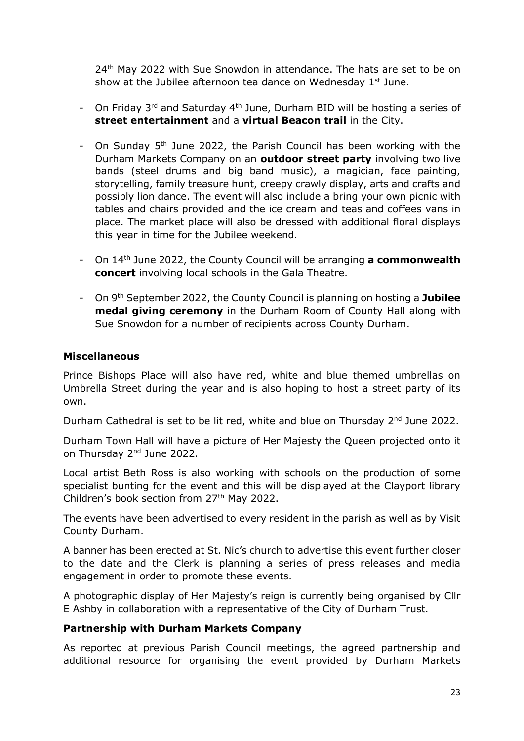24th May 2022 with Sue Snowdon in attendance. The hats are set to be on show at the Jubilee afternoon tea dance on Wednesday 1st June.

- On Friday 3rd and Saturday 4th June, Durham BID will be hosting a series of **street entertainment** and a **virtual Beacon trail** in the City.
- On Sunday 5th June 2022, the Parish Council has been working with the Durham Markets Company on an **outdoor street party** involving two live bands (steel drums and big band music), a magician, face painting, storytelling, family treasure hunt, creepy crawly display, arts and crafts and possibly lion dance. The event will also include a bring your own picnic with tables and chairs provided and the ice cream and teas and coffees vans in place. The market place will also be dressed with additional floral displays this year in time for the Jubilee weekend.
- On 14th June 2022, the County Council will be arranging **a commonwealth concert** involving local schools in the Gala Theatre.
- On 9th September 2022, the County Council is planning on hosting a **Jubilee medal giving ceremony** in the Durham Room of County Hall along with Sue Snowdon for a number of recipients across County Durham.

**Miscellaneous**

Prince Bishops Place will also have red, white and blue themed umbrellas on Umbrella Street during the year and is also hoping to host a street party of its own.

Durham Cathedral is set to be lit red, white and blue on Thursday 2nd June 2022.

Durham Town Hall will have a picture of Her Majesty the Queen projected onto it on Thursday 2nd June 2022.

Local artist Beth Ross is also working with schools on the production of some specialist bunting for the event and this will be displayed at the Clayport library Children's book section from 27th May 2022.

The events have been advertised to every resident in the parish as well as by Visit County Durham.

A banner has been erected at St. Nic's church to advertise this event further closer to the date and the Clerk is planning a series of press releases and media engagement in order to promote these events.

A photographic display of Her Majesty's reign is currently being organised by Cllr E Ashby in collaboration with a representative of the City of Durham Trust.

**Partnership with Durham Markets Company**

As reported at previous Parish Council meetings, the agreed partnership and additional resource for organising the event provided by Durham Markets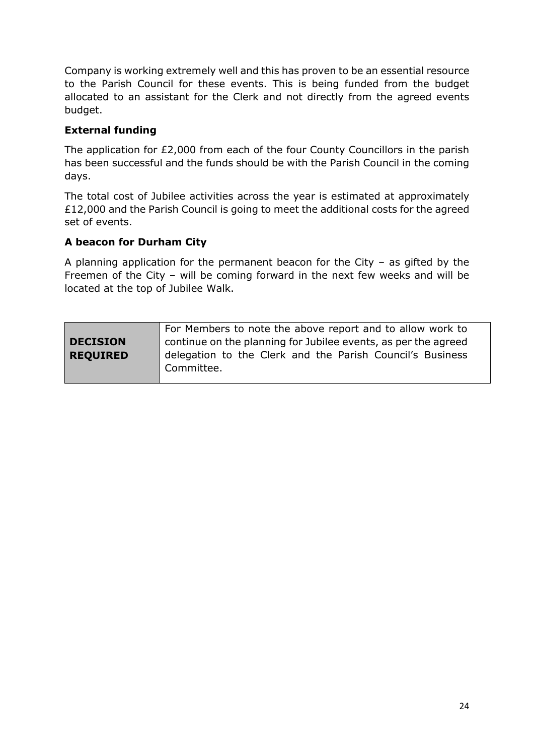Company is working extremely well and this has proven to be an essential resource to the Parish Council for these events. This is being funded from the budget allocated to an assistant for the Clerk and not directly from the agreed events budget.

**External funding**

The application for £2,000 from each of the four County Councillors in the parish has been successful and the funds should be with the Parish Council in the coming days.

The total cost of Jubilee activities across the year is estimated at approximately £12,000 and the Parish Council is going to meet the additional costs for the agreed set of events.

**A beacon for Durham City**

A planning application for the permanent beacon for the City – as gifted by the Freemen of the City – will be coming forward in the next few weeks and will be located at the top of Jubilee Walk.

| | |
|---|---|
| **DECISION REQUIRED** | For Members to note the above report and to allow work to continue on the planning for Jubilee events, as per the agreed delegation to the Clerk and the Parish Council's Business Committee. |